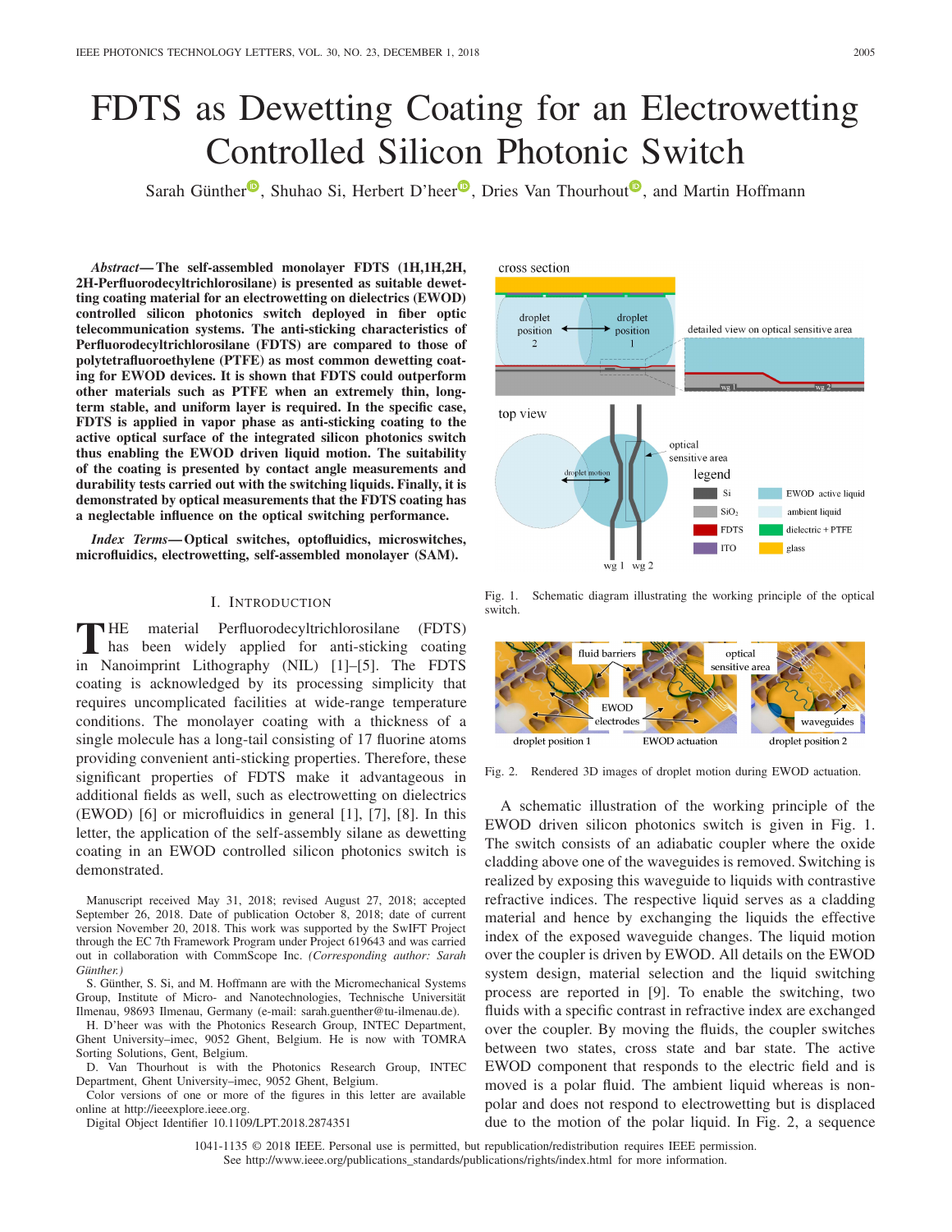# FDTS as Dewetting Coating for an Electrowetting Controlled Silicon Photonic Switch

Sarah Günther, Shuhao Si, Herbert D'heer, Dries Van Thourhout, and Martin Hoffmann

***Abstract*— The self-assembled monolayer FDTS (1H,1H,2H, 2H-Perfluorodecyltrichlorosilane) is presented as suitable dewetting coating material for an electrowetting on dielectrics (EWOD) controlled silicon photonics switch deployed in fiber optic telecommunication systems. The anti-sticking characteristics of Perfluorodecyltrichlorosilane (FDTS) are compared to those of polytetrafluoroethylene (PTFE) as most common dewetting coating for EWOD devices. It is shown that FDTS could outperform other materials such as PTFE when an extremely thin, long-term stable, and uniform layer is required. In the specific case, FDTS is applied in vapor phase as anti-sticking coating to the active optical surface of the integrated silicon photonics switch thus enabling the EWOD driven liquid motion. The suitability of the coating is presented by contact angle measurements and durability tests carried out with the switching liquids. Finally, it is demonstrated by optical measurements that the FDTS coating has a neglectable influence on the optical switching performance.**

***Index Terms*— Optical switches, optofluidics, microswitches, microfluidics, electrowetting, self-assembled monolayer (SAM).**

## I. Introduction

The material Perfluorodecyltrichlorosilane (FDTS) has been widely applied for anti-sticking coating in Nanoimprint Lithography (NIL) [1]–[5]. The FDTS coating is acknowledged by its processing simplicity that requires uncomplicated facilities at wide-range temperature conditions. The monolayer coating with a thickness of a single molecule has a long-tail consisting of 17 fluorine atoms providing convenient anti-sticking properties. Therefore, these significant properties of FDTS make it advantageous in additional fields as well, such as electrowetting on dielectrics (EWOD) [6] or microfluidics in general [1], [7], [8]. In this letter, the application of the self-assembly silane as dewetting coating in an EWOD controlled silicon photonics switch is demonstrated.

Manuscript received May 31, 2018; revised August 27, 2018; accepted September 26, 2018. Date of publication October 8, 2018; date of current version November 20, 2018. This work was supported by the EC 7th Framework Program under Project 619643 and was carried out in collaboration with CommScope Inc. *(Corresponding author: Sarah Günther.)*

S. Günther, S. Si, and M. Hoffmann are with the Micromechanical Systems Group, Institute of Micro- and Nanotechnologies, Technische Universität Ilmenau, 98693 Ilmenau, Germany (e-mail: sarah.guenther@tu-ilmenau.de).

H. D'heer was with the Photonics Research Group, INTEC Department, Ghent University–imec, 9052 Ghent, Belgium. He is now with TOMRA Sorting Solutions, Gent, Belgium.

D. Van Thourhout is with the Photonics Research Group, INTEC Department, Ghent University–imec, 9052 Ghent, Belgium.

Color versions of one or more of the figures in this letter are available online at http://ieeexplore.ieee.org.

Digital Object Identifier 10.1109/LPT.2018.2874351

Fig. 1. Schematic diagram illustrating the working principle of the optical switch.

Fig. 2. Rendered 3D images of droplet motion during EWOD actuation.

A schematic illustration of the working principle of the EWOD driven silicon photonics switch is given in Fig. 1. The switch consists of an adiabatic coupler where the oxide cladding above one of the waveguides is removed. Switching is realized by exposing this waveguide to liquids with contrastive refractive indices. The respective liquid serves as a cladding material and hence by exchanging the liquids the effective index of the exposed waveguide changes. The liquid motion over the coupler is driven by EWOD. All details on the EWOD system design, material selection and the liquid switching process are reported in [9]. To enable the switching, two fluids with a specific contrast in refractive index are exchanged over the coupler. By moving the fluids, the coupler switches between two states, cross state and bar state. The active EWOD component that responds to the electric field and is moved is a polar fluid. The ambient liquid whereas is non-polar and does not respond to electrowetting but is displaced due to the motion of the polar liquid. In Fig. 2, a sequence

1041-1135 © 2018 IEEE. Personal use is permitted, but republication/redistribution requires IEEE permission. See http://www.ieee.org/publications_standards/publications/rights/index.html for more information.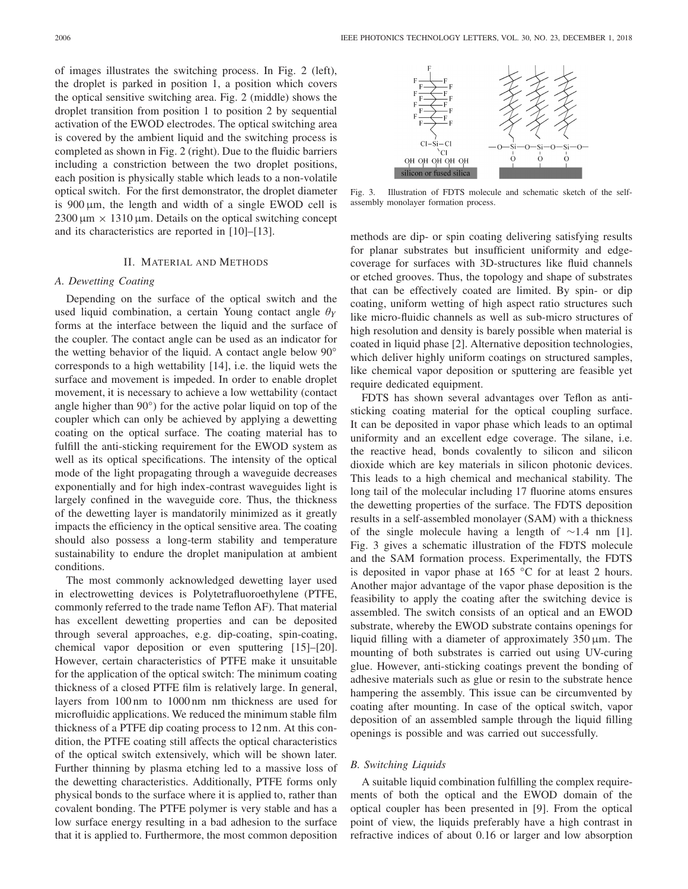of images illustrates the switching process. In Fig. 2 (left), the droplet is parked in position 1, a position which covers the optical sensitive switching area. Fig. 2 (middle) shows the droplet transition from position 1 to position 2 by sequential activation of the EWOD electrodes. The optical switching area is covered by the ambient liquid and the switching process is completed as shown in Fig. 2 (right). Due to the fluidic barriers including a constriction between the two droplet positions, each position is physically stable which leads to a non-volatile optical switch. For the first demonstrator, the droplet diameter is 900 μm, the length and width of a single EWOD cell is 2300 μm × 1310 μm. Details on the optical switching concept and its characteristics are reported in [10]–[13].

## II. Material and Methods

### A. Dewetting Coating

Depending on the surface of the optical switch and the used liquid combination, a certain Young contact angle $\theta_Y$ forms at the interface between the liquid and the surface of the coupler. The contact angle can be used as an indicator for the wetting behavior of the liquid. A contact angle below 90° corresponds to a high wettability [14], i.e. the liquid wets the surface and movement is impeded. In order to enable droplet movement, it is necessary to achieve a low wettability (contact angle higher than 90°) for the active polar liquid on top of the coupler which can only be achieved by applying a dewetting coating on the optical surface. The coating material has to fulfill the anti-sticking requirement for the EWOD system as well as its optical specifications. The intensity of the optical mode of the light propagating through a waveguide decreases exponentially and for high index-contrast waveguides light is largely confined in the waveguide core. Thus, the thickness of the dewetting layer is mandatorily minimized as it greatly impacts the efficiency in the optical sensitive area. The coating should also possess a long-term stability and temperature sustainability to endure the droplet manipulation at ambient conditions.

The most commonly acknowledged dewetting layer used in electrowetting devices is Polytetrafluoroethylene (PTFE, commonly referred to the trade name Teflon AF). That material has excellent dewetting properties and can be deposited through several approaches, e.g. dip-coating, spin-coating, chemical vapor deposition or even sputtering [15]–[20]. However, certain characteristics of PTFE make it unsuitable for the application of the optical switch: The minimum coating thickness of a closed PTFE film is relatively large. In general, layers from 100 nm to 1000 nm nm thickness are used for microfluidic applications. We reduced the minimum stable film thickness of a PTFE dip coating process to 12 nm. At this condition, the PTFE coating still affects the optical characteristics of the optical switch extensively, which will be shown later. Further thinning by plasma etching led to a massive loss of the dewetting characteristics. Additionally, PTFE forms only physical bonds to the surface where it is applied to, rather than covalent bonding. The PTFE polymer is very stable and has a low surface energy resulting in a bad adhesion to the surface that it is applied to. Furthermore, the most common deposition methods are dip- or spin coating delivering satisfying results for planar substrates but insufficient uniformity and edge-coverage for surfaces with 3D-structures like fluid channels or etched grooves. Thus, the topology and shape of substrates that can be effectively coated are limited. By spin- or dip coating, uniform wetting of high aspect ratio structures such like micro-fluidic channels as well as sub-micro structures of high resolution and density is barely possible when material is coated in liquid phase [2]. Alternative deposition technologies, which deliver highly uniform coatings on structured samples, like chemical vapor deposition or sputtering are feasible yet require dedicated equipment.

Fig. 3. Illustration of FDTS molecule and schematic sketch of the self-assembly monolayer formation process.

FDTS has shown several advantages over Teflon as anti-sticking coating material for the optical coupling surface. It can be deposited in vapor phase which leads to an optimal uniformity and an excellent edge coverage. The silane, i.e. the reactive head, bonds covalently to silicon and silicon dioxide which are key materials in silicon photonic devices. This leads to a high chemical and mechanical stability. The long tail of the molecular including 17 fluorine atoms ensures the dewetting properties of the surface. The FDTS deposition results in a self-assembled monolayer (SAM) with a thickness of the single molecule having a length of ∼1.4 nm [1]. Fig. 3 gives a schematic illustration of the FDTS molecule and the SAM formation process. Experimentally, the FDTS is deposited in vapor phase at 165 °C for at least 2 hours. Another major advantage of the vapor phase deposition is the feasibility to apply the coating after the switching device is assembled. The switch consists of an optical and an EWOD substrate, whereby the EWOD substrate contains openings for liquid filling with a diameter of approximately 350 μm. The mounting of both substrates is carried out using UV-curing glue. However, anti-sticking coatings prevent the bonding of adhesive materials such as glue or resin to the substrate hence hampering the assembly. This issue can be circumvented by coating after mounting. In case of the optical switch, vapor deposition of an assembled sample through the liquid filling openings is possible and was carried out successfully.

### B. Switching Liquids

A suitable liquid combination fulfilling the complex requirements of both the optical and the EWOD domain of the optical coupler has been presented in [9]. From the optical point of view, the liquids preferably have a high contrast in refractive indices of about 0.16 or larger and low absorption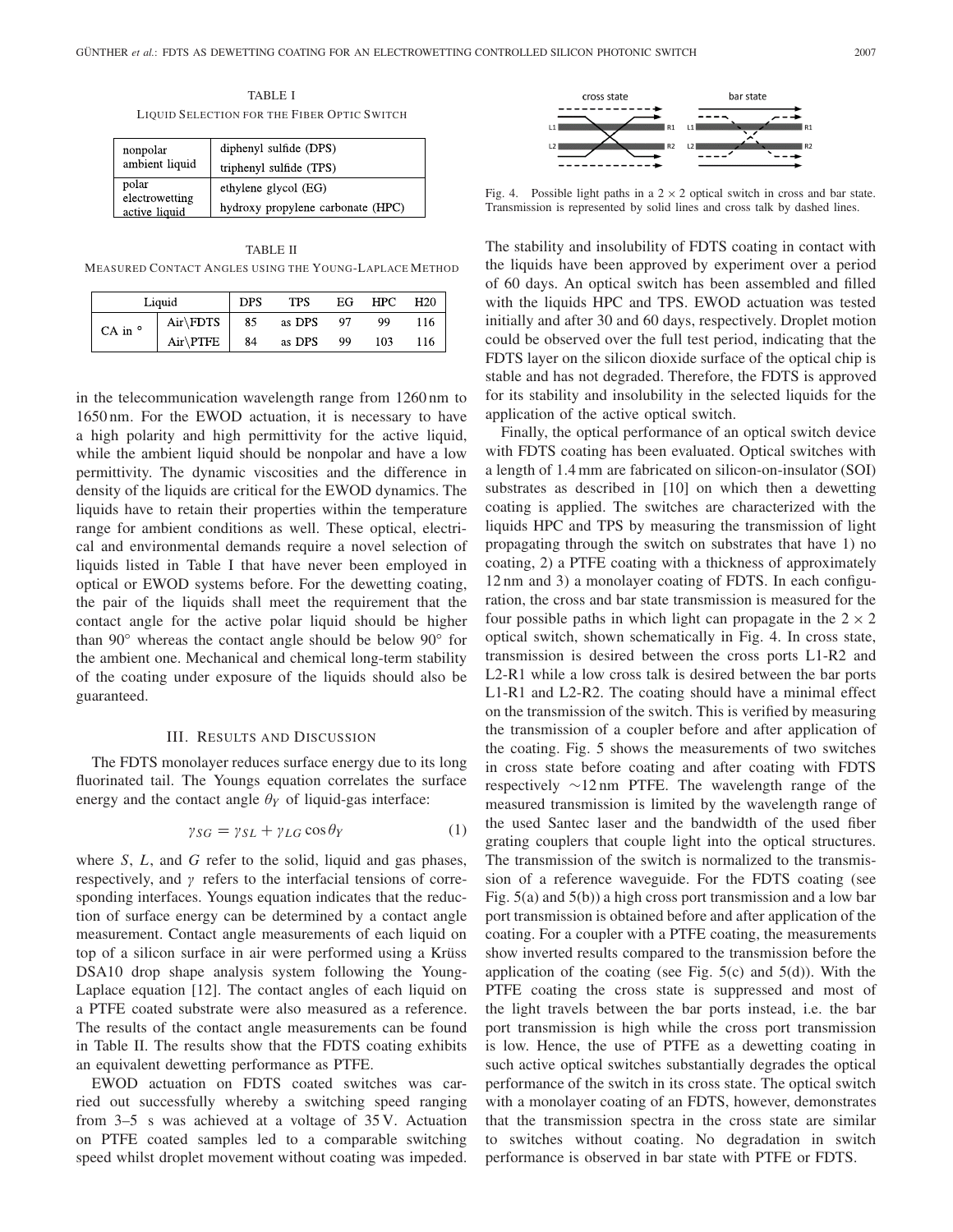TABLE I

LIQUID SELECTION FOR THE FIBER OPTIC SWITCH

| | |
|---|---|
| nonpolar ambient liquid | diphenyl sulfide (DPS) |
| | triphenyl sulfide (TPS) |
| polar electrowetting active liquid | ethylene glycol (EG) |
| | hydroxy propylene carbonate (HPC) |

TABLE II

MEASURED CONTACT ANGLES USING THE YOUNG-LAPLACE METHOD

| Liquid | | DPS | TPS | EG | HPC | H20 |
|---|---|---|---|---|---|---|
| CA in ° | Air\FDTS | 85 | as DPS | 97 | 99 | 116 |
| | Air\PTFE | 84 | as DPS | 99 | 103 | 116 |

in the telecommunication wavelength range from 1260 nm to 1650 nm. For the EWOD actuation, it is necessary to have a high polarity and high permittivity for the active liquid, while the ambient liquid should be nonpolar and have a low permittivity. The dynamic viscosities and the difference in density of the liquids are critical for the EWOD dynamics. The liquids have to retain their properties within the temperature range for ambient conditions as well. These optical, electrical and environmental demands require a novel selection of liquids listed in Table I that have never been employed in optical or EWOD systems before. For the dewetting coating, the pair of the liquids shall meet the requirement that the contact angle for the active polar liquid should be higher than 90° whereas the contact angle should be below 90° for the ambient one. Mechanical and chemical long-term stability of the coating under exposure of the liquids should also be guaranteed.

## III. Results and Discussion

The FDTS monolayer reduces surface energy due to its long fluorinated tail. The Youngs equation correlates the surface energy and the contact angle $\theta_Y$ of liquid-gas interface:

$$\gamma_{SG} = \gamma_{SL} + \gamma_{LG} \cos\theta_Y \tag{1}$$

where $S$, $L$, and $G$ refer to the solid, liquid and gas phases, respectively, and $\gamma$ refers to the interfacial tensions of corresponding interfaces. Youngs equation indicates that the reduction of surface energy can be determined by a contact angle measurement. Contact angle measurements of each liquid on top of a silicon surface in air were performed using a Krüss DSA10 drop shape analysis system following the Young-Laplace equation [12]. The contact angles of each liquid on a PTFE coated substrate were also measured as a reference. The results of the contact angle measurements can be found in Table II. The results show that the FDTS coating exhibits an equivalent dewetting performance as PTFE.

EWOD actuation on FDTS coated switches was carried out successfully whereby a switching speed ranging from 3–5 s was achieved at a voltage of 35 V. Actuation on PTFE coated samples led to a comparable switching speed whilst droplet movement without coating was impeded.

Fig. 4. Possible light paths in a 2 × 2 optical switch in cross and bar state. Transmission is represented by solid lines and cross talk by dashed lines.

The stability and insolubility of FDTS coating in contact with the liquids have been approved by experiment over a period of 60 days. An optical switch has been assembled and filled with the liquids HPC and TPS. EWOD actuation was tested initially and after 30 and 60 days, respectively. Droplet motion could be observed over the full test period, indicating that the FDTS layer on the silicon dioxide surface of the optical chip is stable and has not degraded. Therefore, the FDTS is approved for its stability and insolubility in the selected liquids for the application of the active optical switch.

Finally, the optical performance of an optical switch device with FDTS coating has been evaluated. Optical switches with a length of 1.4 mm are fabricated on silicon-on-insulator (SOI) substrates as described in [10] on which then a dewetting coating is applied. The switches are characterized with the liquids HPC and TPS by measuring the transmission of light propagating through the switch on substrates that have 1) no coating, 2) a PTFE coating with a thickness of approximately 12 nm and 3) a monolayer coating of FDTS. In each configuration, the cross and bar state transmission is measured for the four possible paths in which light can propagate in the 2 × 2 optical switch, shown schematically in Fig. 4. In cross state, transmission is desired between the cross ports L1-R2 and L2-R1 while a low cross talk is desired between the bar ports L1-R1 and L2-R2. The coating should have a minimal effect on the transmission of the switch. This is verified by measuring the transmission of a coupler before and after application of the coating. Fig. 5 shows the measurements of two switches in cross state before coating and after coating with FDTS respectively ∼12 nm PTFE. The wavelength range of the measured transmission is limited by the wavelength range of the used Santec laser and the bandwidth of the used fiber grating couplers that couple light into the optical structures. The transmission of the switch is normalized to the transmission of a reference waveguide. For the FDTS coating (see Fig. 5(a) and 5(b)) a high cross port transmission and a low bar port transmission is obtained before and after application of the coating. For a coupler with a PTFE coating, the measurements show inverted results compared to the transmission before the application of the coating (see Fig. 5(c) and 5(d)). With the PTFE coating the cross state is suppressed and most of the light travels between the bar ports instead, i.e. the bar port transmission is high while the cross port transmission is low. Hence, the use of PTFE as a dewetting coating in such active optical switches substantially degrades the optical performance of the switch in its cross state. The optical switch with a monolayer coating of an FDTS, however, demonstrates that the transmission spectra in the cross state are similar to switches without coating. No degradation in switch performance is observed in bar state with PTFE or FDTS.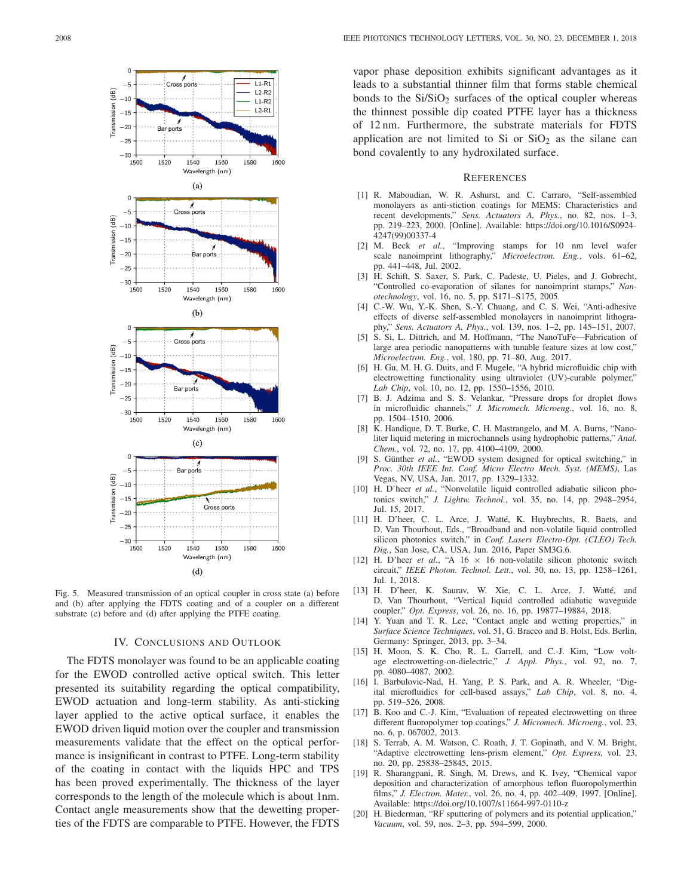0
−5
−10
−15
−20
−25
−30
Transmission (dB)
1500 1520 1540 1560 1580 1600
Wavelength (nm)
Cross ports
Bar ports
L1-R1
L2-R2
L1-R2
L2-R1

(a)

0
−5
−10
−15
−20
−25
−30
Transmission (dB)
1500 1520 1540 1560 1580 1600
Wavelength (nm)
Cross ports
Bar ports

(b)

0
−5
−10
−15
−20
−25
−30
Transmission (dB)
1500 1520 1540 1560 1580 1600
Wavelength (nm)
Cross ports
Bar ports

(c)

0
−5
−10
−15
−20
−25
−30
Transmission (dB)
1500 1520 1540 1560 1580 1600
Wavelength (nm)
Bar ports
Cross ports

(d)

Fig. 5. Measured transmission of an optical coupler in cross state (a) before and (b) after applying the FDTS coating and of a coupler on a different substrate (c) before and (d) after applying the PTFE coating.

## IV. Conclusions and Outlook

The FDTS monolayer was found to be an applicable coating for the EWOD controlled active optical switch. This letter presented its suitability regarding the optical compatibility, EWOD actuation and long-term stability. As anti-sticking layer applied to the active optical surface, it enables the EWOD driven liquid motion over the coupler and transmission measurements validate that the effect on the optical performance is insignificant in contrast to PTFE. Long-term stability of the coating in contact with the liquids HPC and TPS has been proved experimentally. The thickness of the layer corresponds to the length of the molecule which is about 1nm. Contact angle measurements show that the dewetting properties of the FDTS are comparable to PTFE. However, the FDTS vapor phase deposition exhibits significant advantages as it leads to a substantial thinner film that forms stable chemical bonds to the Si/$SiO_2$ surfaces of the optical coupler whereas the thinnest possible dip coated PTFE layer has a thickness of 12 nm. Furthermore, the substrate materials for FDTS application are not limited to Si or $SiO_2$ as the silane can bond covalently to any hydroxilated surface.

## References

[1] R. Maboudian, W. R. Ashurst, and C. Carraro, "Self-assembled monolayers as anti-stiction coatings for MEMS: Characteristics and recent developments," *Sens. Actuators A, Phys.*, no. 82, nos. 1–3, pp. 219–223, 2000. [Online]. Available: https://doi.org/10.1016/S0924-4247(99)00337-4

[2] M. Beck *et al.*, "Improving stamps for 10 nm level wafer scale nanoimprint lithography," *Microelectron. Eng.*, vols. 61–62, pp. 441–448, Jul. 2002.

[3] H. Schift, S. Saxer, S. Park, C. Padeste, U. Pieles, and J. Gobrecht, "Controlled co-evaporation of silanes for nanoimprint stamps," *Nanotechnology*, vol. 16, no. 5, pp. S171–S175, 2005.

[4] C.-W. Wu, Y.-K. Shen, S.-Y. Chuang, and C. S. Wei, "Anti-adhesive effects of diverse self-assembled monolayers in nanoimprint lithography," *Sens. Actuators A, Phys.*, vol. 139, nos. 1–2, pp. 145–151, 2007.

[5] S. Si, L. Dittrich, and M. Hoffmann, "The NanoTuFe—Fabrication of large area periodic nanopatterns with tunable feature sizes at low cost," *Microelectron. Eng.*, vol. 180, pp. 71–80, Aug. 2017.

[6] H. Gu, M. H. G. Duits, and F. Mugele, "A hybrid microfluidic chip with electrowetting functionality using ultraviolet (UV)-curable polymer," *Lab Chip*, vol. 10, no. 12, pp. 1550–1556, 2010.

[7] B. J. Adzima and S. S. Velankar, "Pressure drops for droplet flows in microfluidic channels," *J. Micromech. Microeng.*, vol. 16, no. 8, pp. 1504–1510, 2006.

[8] K. Handique, D. T. Burke, C. H. Mastrangelo, and M. A. Burns, "Nanoliter liquid metering in microchannels using hydrophobic patterns," *Anal. Chem.*, vol. 72, no. 17, pp. 4100–4109, 2000.

[9] S. Günther *et al.*, "EWOD system designed for optical switching," in *Proc. 30th IEEE Int. Conf. Micro Electro Mech. Syst. (MEMS)*, Las Vegas, NV, USA, Jan. 2017, pp. 1329–1332.

[10] H. D'heer *et al.*, "Nonvolatile liquid controlled adiabatic silicon photonics switch," *J. Lightw. Technol.*, vol. 35, no. 14, pp. 2948–2954, Jul. 15, 2017.

[11] H. D'heer, C. L. Arce, J. Watté, K. Huybrechts, R. Baets, and D. Van Thourhout, Eds., "Broadband and non-volatile liquid controlled silicon photonics switch," in *Conf. Lasers Electro-Opt. (CLEO) Tech. Dig.*, San Jose, CA, USA, Jun. 2016, Paper SM3G.6.

[12] H. D'heer *et al.*, "A 16 × 16 non-volatile silicon photonic switch circuit," *IEEE Photon. Technol. Lett.*, vol. 30, no. 13, pp. 1258–1261, Jul. 1, 2018.

[13] H. D'heer, K. Saurav, W. Xie, C. L. Arce, J. Watté, and D. Van Thourhout, "Vertical liquid controlled adiabatic waveguide coupler," *Opt. Express*, vol. 26, no. 16, pp. 19877–19884, 2018.

[14] Y. Yuan and T. R. Lee, "Contact angle and wetting properties," in *Surface Science Techniques*, vol. 51, G. Bracco and B. Holst, Eds. Berlin, Germany: Springer, 2013, pp. 3–34.

[15] H. Moon, S. K. Cho, R. L. Garrell, and C.-J. Kim, "Low voltage electrowetting-on-dielectric," *J. Appl. Phys.*, vol. 92, no. 7, pp. 4080–4087, 2002.

[16] I. Barbulovic-Nad, H. Yang, P. S. Park, and A. R. Wheeler, "Digital microfluidics for cell-based assays," *Lab Chip*, vol. 8, no. 4, pp. 519–526, 2008.

[17] B. Koo and C.-J. Kim, "Evaluation of repeated electrowetting on three different fluoropolymer top coatings," *J. Micromech. Microeng.*, vol. 23, no. 6, p. 067002, 2013.

[18] S. Terrab, A. M. Watson, C. Roath, J. T. Gopinath, and V. M. Bright, "Adaptive electrowetting lens-prism element," *Opt. Express*, vol. 23, no. 20, pp. 25838–25845, 2015.

[19] R. Sharangpani, R. Singh, M. Drews, and K. Ivey, "Chemical vapor deposition and characterization of amorphous teflon fluoropolymerthin films," *J. Electron. Mater.*, vol. 26, no. 4, pp. 402–409, 1997. [Online]. Available: https://doi.org/10.1007/s11664-997-0110-z

[20] H. Biederman, "RF sputtering of polymers and its potential application," *Vacuum*, vol. 59, nos. 2–3, pp. 594–599, 2000.